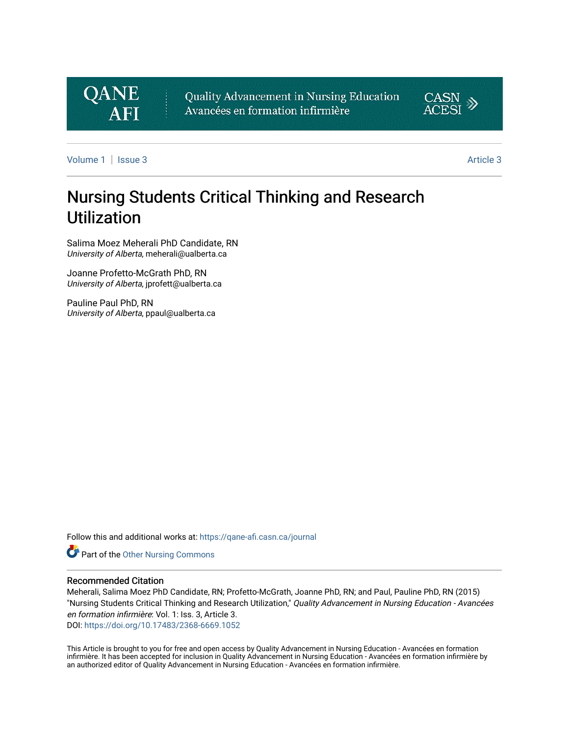Quality Advancement in Nursing Education
Avancées en formation infirmière

Volume 1 | Issue 3 | Article 3

# Nursing Students Critical Thinking and Research Utilization

Salima Moez Meherali PhD Candidate, RN
*University of Alberta*, meherali@ualberta.ca

Joanne Profetto-McGrath PhD, RN
*University of Alberta*, jprofett@ualberta.ca

Pauline Paul PhD, RN
*University of Alberta*, ppaul@ualberta.ca

Follow this and additional works at: https://qane-afi.casn.ca/journal

Part of the Other Nursing Commons

## Recommended Citation

Meherali, Salima Moez PhD Candidate, RN; Profetto-McGrath, Joanne PhD, RN; and Paul, Pauline PhD, RN (2015) "Nursing Students Critical Thinking and Research Utilization," *Quality Advancement in Nursing Education - Avancées en formation infirmière*: Vol. 1: Iss. 3, Article 3.
DOI: https://doi.org/10.17483/2368-6669.1052

This Article is brought to you for free and open access by Quality Advancement in Nursing Education - Avancées en formation infirmière. It has been accepted for inclusion in Quality Advancement in Nursing Education - Avancées en formation infirmière by an authorized editor of Quality Advancement in Nursing Education - Avancées en formation infirmière.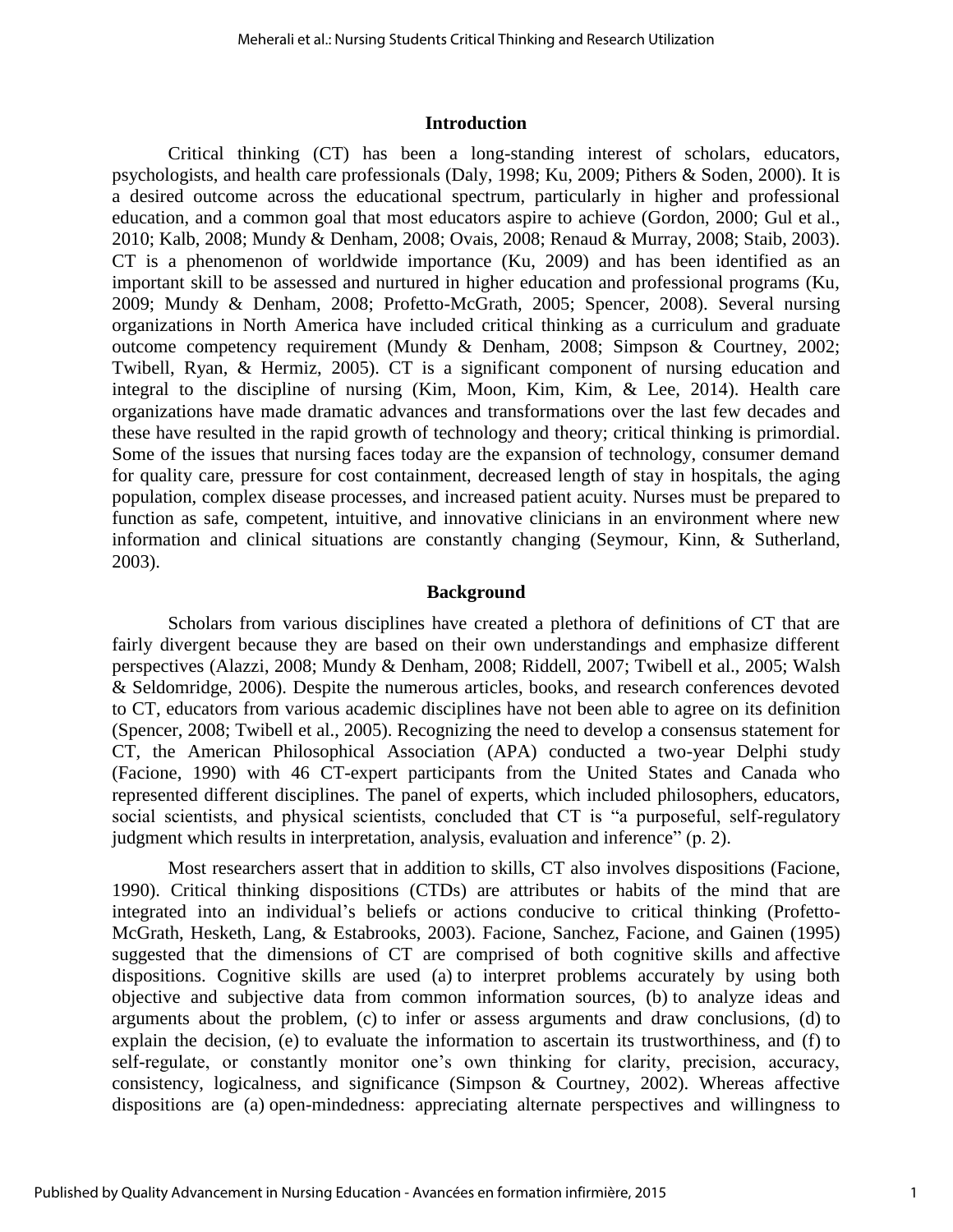## Introduction

Critical thinking (CT) has been a long-standing interest of scholars, educators, psychologists, and health care professionals (Daly, 1998; Ku, 2009; Pithers & Soden, 2000). It is a desired outcome across the educational spectrum, particularly in higher and professional education, and a common goal that most educators aspire to achieve (Gordon, 2000; Gul et al., 2010; Kalb, 2008; Mundy & Denham, 2008; Ovais, 2008; Renaud & Murray, 2008; Staib, 2003). CT is a phenomenon of worldwide importance (Ku, 2009) and has been identified as an important skill to be assessed and nurtured in higher education and professional programs (Ku, 2009; Mundy & Denham, 2008; Profetto-McGrath, 2005; Spencer, 2008). Several nursing organizations in North America have included critical thinking as a curriculum and graduate outcome competency requirement (Mundy & Denham, 2008; Simpson & Courtney, 2002; Twibell, Ryan, & Hermiz, 2005). CT is a significant component of nursing education and integral to the discipline of nursing (Kim, Moon, Kim, Kim, & Lee, 2014). Health care organizations have made dramatic advances and transformations over the last few decades and these have resulted in the rapid growth of technology and theory; critical thinking is primordial. Some of the issues that nursing faces today are the expansion of technology, consumer demand for quality care, pressure for cost containment, decreased length of stay in hospitals, the aging population, complex disease processes, and increased patient acuity. Nurses must be prepared to function as safe, competent, intuitive, and innovative clinicians in an environment where new information and clinical situations are constantly changing (Seymour, Kinn, & Sutherland, 2003).

## Background

Scholars from various disciplines have created a plethora of definitions of CT that are fairly divergent because they are based on their own understandings and emphasize different perspectives (Alazzi, 2008; Mundy & Denham, 2008; Riddell, 2007; Twibell et al., 2005; Walsh & Seldomridge, 2006). Despite the numerous articles, books, and research conferences devoted to CT, educators from various academic disciplines have not been able to agree on its definition (Spencer, 2008; Twibell et al., 2005). Recognizing the need to develop a consensus statement for CT, the American Philosophical Association (APA) conducted a two-year Delphi study (Facione, 1990) with 46 CT-expert participants from the United States and Canada who represented different disciplines. The panel of experts, which included philosophers, educators, social scientists, and physical scientists, concluded that CT is "a purposeful, self-regulatory judgment which results in interpretation, analysis, evaluation and inference" (p. 2).

Most researchers assert that in addition to skills, CT also involves dispositions (Facione, 1990). Critical thinking dispositions (CTDs) are attributes or habits of the mind that are integrated into an individual's beliefs or actions conducive to critical thinking (Profetto-McGrath, Hesketh, Lang, & Estabrooks, 2003). Facione, Sanchez, Facione, and Gainen (1995) suggested that the dimensions of CT are comprised of both cognitive skills and affective dispositions. Cognitive skills are used (a) to interpret problems accurately by using both objective and subjective data from common information sources, (b) to analyze ideas and arguments about the problem, (c) to infer or assess arguments and draw conclusions, (d) to explain the decision, (e) to evaluate the information to ascertain its trustworthiness, and (f) to self-regulate, or constantly monitor one's own thinking for clarity, precision, accuracy, consistency, logicalness, and significance (Simpson & Courtney, 2002). Whereas affective dispositions are (a) open-mindedness: appreciating alternate perspectives and willingness to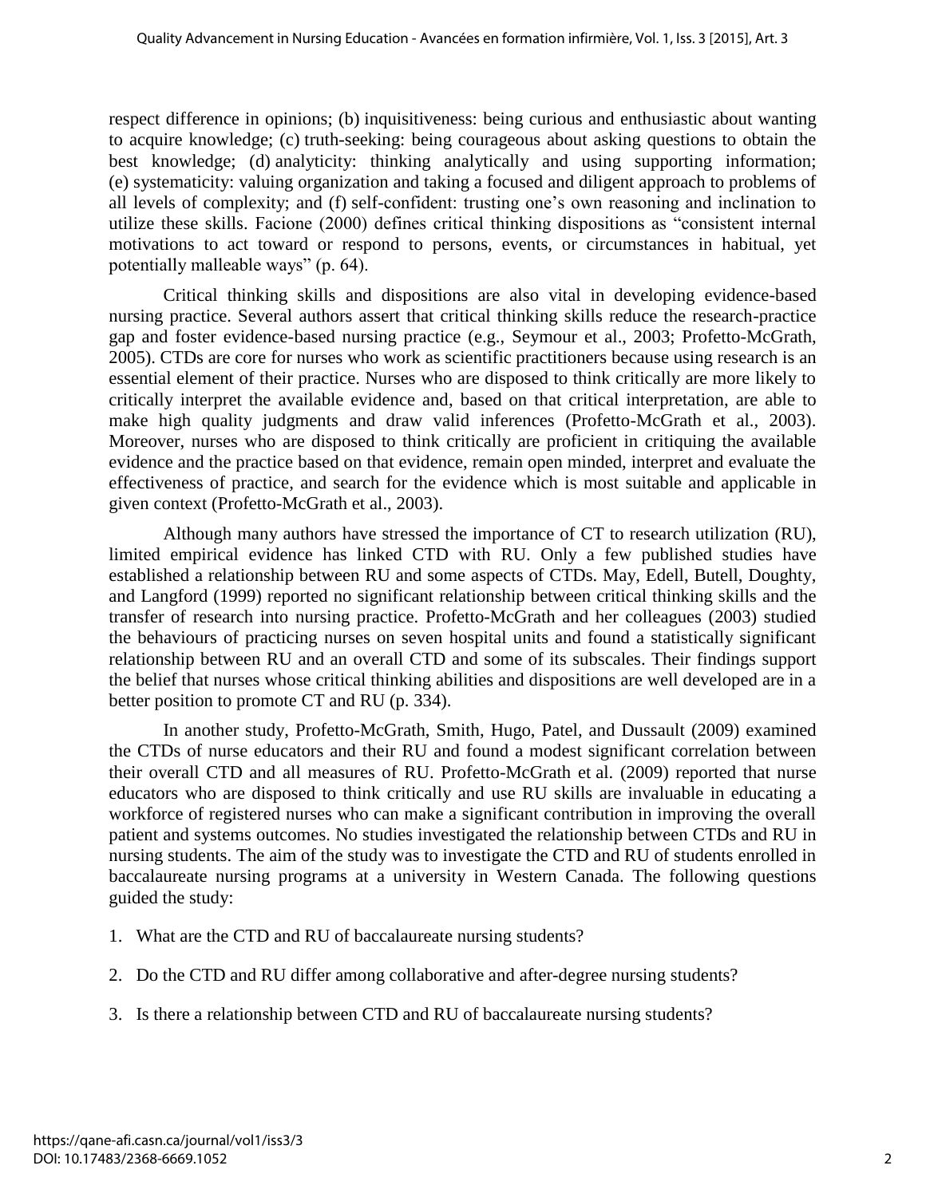respect difference in opinions; (b) inquisitiveness: being curious and enthusiastic about wanting to acquire knowledge; (c) truth-seeking: being courageous about asking questions to obtain the best knowledge; (d) analyticity: thinking analytically and using supporting information; (e) systematicity: valuing organization and taking a focused and diligent approach to problems of all levels of complexity; and (f) self-confident: trusting one's own reasoning and inclination to utilize these skills. Facione (2000) defines critical thinking dispositions as "consistent internal motivations to act toward or respond to persons, events, or circumstances in habitual, yet potentially malleable ways" (p. 64).

Critical thinking skills and dispositions are also vital in developing evidence-based nursing practice. Several authors assert that critical thinking skills reduce the research-practice gap and foster evidence-based nursing practice (e.g., Seymour et al., 2003; Profetto-McGrath, 2005). CTDs are core for nurses who work as scientific practitioners because using research is an essential element of their practice. Nurses who are disposed to think critically are more likely to critically interpret the available evidence and, based on that critical interpretation, are able to make high quality judgments and draw valid inferences (Profetto-McGrath et al., 2003). Moreover, nurses who are disposed to think critically are proficient in critiquing the available evidence and the practice based on that evidence, remain open minded, interpret and evaluate the effectiveness of practice, and search for the evidence which is most suitable and applicable in given context (Profetto-McGrath et al., 2003).

Although many authors have stressed the importance of CT to research utilization (RU), limited empirical evidence has linked CTD with RU. Only a few published studies have established a relationship between RU and some aspects of CTDs. May, Edell, Butell, Doughty, and Langford (1999) reported no significant relationship between critical thinking skills and the transfer of research into nursing practice. Profetto-McGrath and her colleagues (2003) studied the behaviours of practicing nurses on seven hospital units and found a statistically significant relationship between RU and an overall CTD and some of its subscales. Their findings support the belief that nurses whose critical thinking abilities and dispositions are well developed are in a better position to promote CT and RU (p. 334).

In another study, Profetto-McGrath, Smith, Hugo, Patel, and Dussault (2009) examined the CTDs of nurse educators and their RU and found a modest significant correlation between their overall CTD and all measures of RU. Profetto-McGrath et al. (2009) reported that nurse educators who are disposed to think critically and use RU skills are invaluable in educating a workforce of registered nurses who can make a significant contribution in improving the overall patient and systems outcomes. No studies investigated the relationship between CTDs and RU in nursing students. The aim of the study was to investigate the CTD and RU of students enrolled in baccalaureate nursing programs at a university in Western Canada. The following questions guided the study:

1. What are the CTD and RU of baccalaureate nursing students?
2. Do the CTD and RU differ among collaborative and after-degree nursing students?
3. Is there a relationship between CTD and RU of baccalaureate nursing students?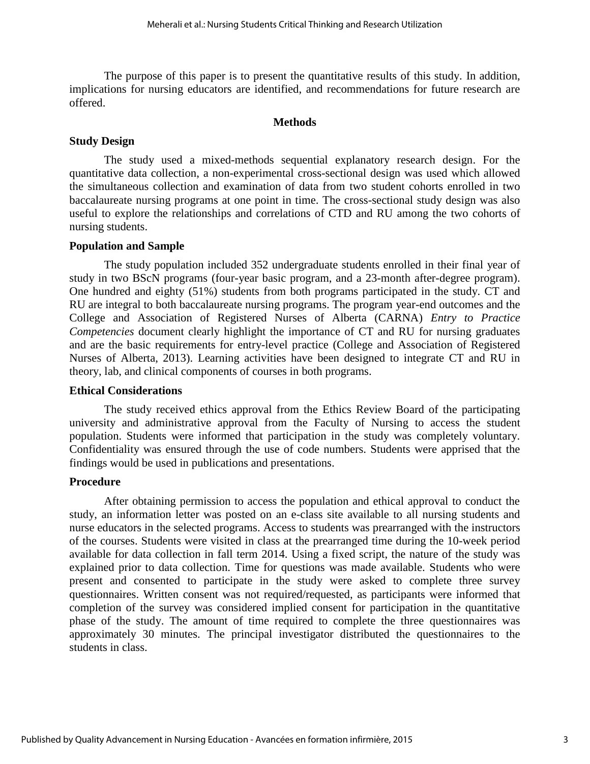The purpose of this paper is to present the quantitative results of this study. In addition, implications for nursing educators are identified, and recommendations for future research are offered.

## Methods

### Study Design

The study used a mixed-methods sequential explanatory research design. For the quantitative data collection, a non-experimental cross-sectional design was used which allowed the simultaneous collection and examination of data from two student cohorts enrolled in two baccalaureate nursing programs at one point in time. The cross-sectional study design was also useful to explore the relationships and correlations of CTD and RU among the two cohorts of nursing students.

### Population and Sample

The study population included 352 undergraduate students enrolled in their final year of study in two BScN programs (four-year basic program, and a 23-month after-degree program). One hundred and eighty (51%) students from both programs participated in the study. CT and RU are integral to both baccalaureate nursing programs. The program year-end outcomes and the College and Association of Registered Nurses of Alberta (CARNA) *Entry to Practice Competencies* document clearly highlight the importance of CT and RU for nursing graduates and are the basic requirements for entry-level practice (College and Association of Registered Nurses of Alberta, 2013). Learning activities have been designed to integrate CT and RU in theory, lab, and clinical components of courses in both programs.

### Ethical Considerations

The study received ethics approval from the Ethics Review Board of the participating university and administrative approval from the Faculty of Nursing to access the student population. Students were informed that participation in the study was completely voluntary. Confidentiality was ensured through the use of code numbers. Students were apprised that the findings would be used in publications and presentations.

### Procedure

After obtaining permission to access the population and ethical approval to conduct the study, an information letter was posted on an e-class site available to all nursing students and nurse educators in the selected programs. Access to students was prearranged with the instructors of the courses. Students were visited in class at the prearranged time during the 10-week period available for data collection in fall term 2014. Using a fixed script, the nature of the study was explained prior to data collection. Time for questions was made available. Students who were present and consented to participate in the study were asked to complete three survey questionnaires. Written consent was not required/requested, as participants were informed that completion of the survey was considered implied consent for participation in the quantitative phase of the study. The amount of time required to complete the three questionnaires was approximately 30 minutes. The principal investigator distributed the questionnaires to the students in class.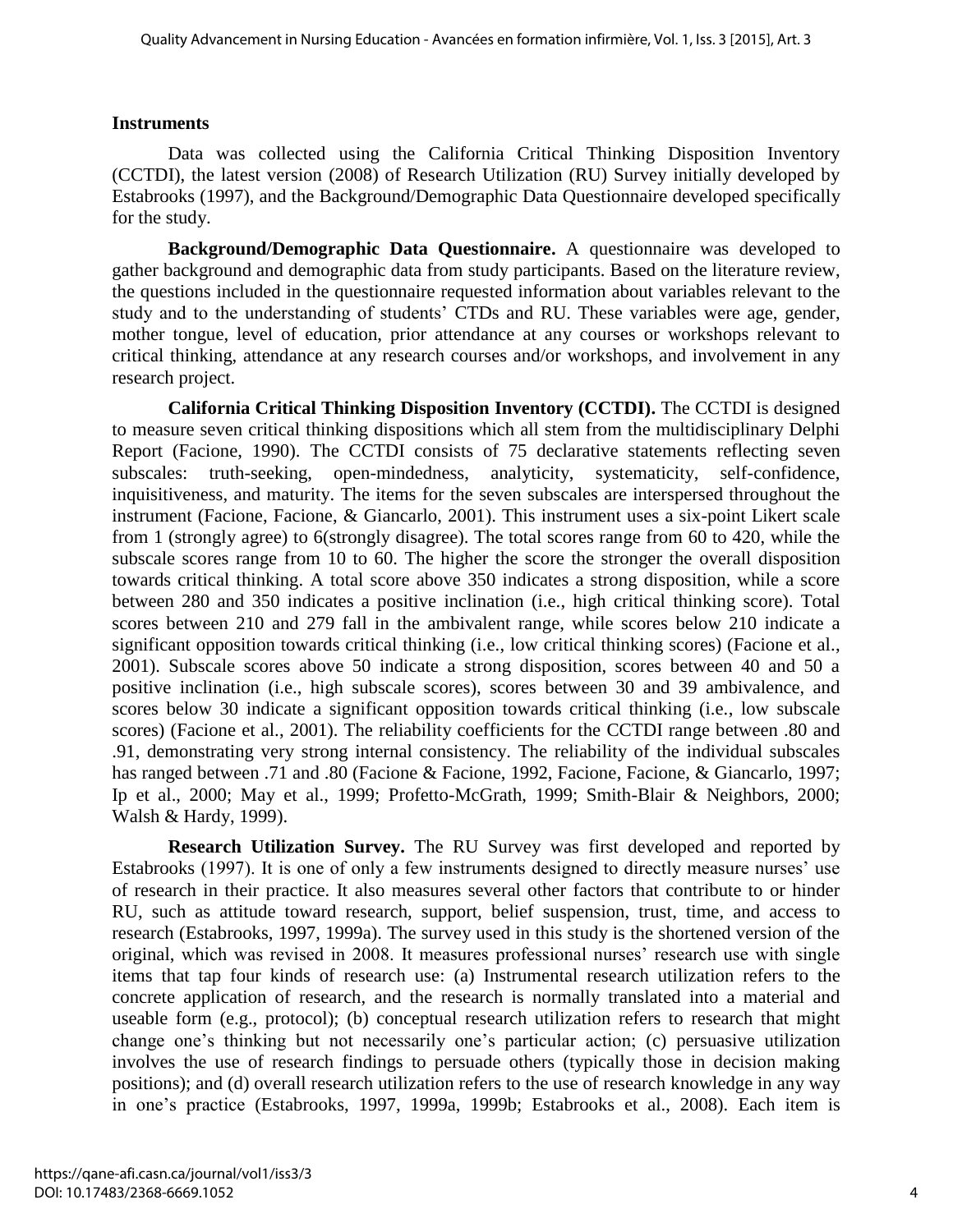### Instruments

Data was collected using the California Critical Thinking Disposition Inventory (CCTDI), the latest version (2008) of Research Utilization (RU) Survey initially developed by Estabrooks (1997), and the Background/Demographic Data Questionnaire developed specifically for the study.

**Background/Demographic Data Questionnaire.** A questionnaire was developed to gather background and demographic data from study participants. Based on the literature review, the questions included in the questionnaire requested information about variables relevant to the study and to the understanding of students' CTDs and RU. These variables were age, gender, mother tongue, level of education, prior attendance at any courses or workshops relevant to critical thinking, attendance at any research courses and/or workshops, and involvement in any research project.

**California Critical Thinking Disposition Inventory (CCTDI).** The CCTDI is designed to measure seven critical thinking dispositions which all stem from the multidisciplinary Delphi Report (Facione, 1990). The CCTDI consists of 75 declarative statements reflecting seven subscales: truth-seeking, open-mindedness, analyticity, systematicity, self-confidence, inquisitiveness, and maturity. The items for the seven subscales are interspersed throughout the instrument (Facione, Facione, & Giancarlo, 2001). This instrument uses a six-point Likert scale from 1 (strongly agree) to 6(strongly disagree). The total scores range from 60 to 420, while the subscale scores range from 10 to 60. The higher the score the stronger the overall disposition towards critical thinking. A total score above 350 indicates a strong disposition, while a score between 280 and 350 indicates a positive inclination (i.e., high critical thinking score). Total scores between 210 and 279 fall in the ambivalent range, while scores below 210 indicate a significant opposition towards critical thinking (i.e., low critical thinking scores) (Facione et al., 2001). Subscale scores above 50 indicate a strong disposition, scores between 40 and 50 a positive inclination (i.e., high subscale scores), scores between 30 and 39 ambivalence, and scores below 30 indicate a significant opposition towards critical thinking (i.e., low subscale scores) (Facione et al., 2001). The reliability coefficients for the CCTDI range between .80 and .91, demonstrating very strong internal consistency. The reliability of the individual subscales has ranged between .71 and .80 (Facione & Facione, 1992, Facione, Facione, & Giancarlo, 1997; Ip et al., 2000; May et al., 1999; Profetto-McGrath, 1999; Smith-Blair & Neighbors, 2000; Walsh & Hardy, 1999).

**Research Utilization Survey.** The RU Survey was first developed and reported by Estabrooks (1997). It is one of only a few instruments designed to directly measure nurses' use of research in their practice. It also measures several other factors that contribute to or hinder RU, such as attitude toward research, support, belief suspension, trust, time, and access to research (Estabrooks, 1997, 1999a). The survey used in this study is the shortened version of the original, which was revised in 2008. It measures professional nurses' research use with single items that tap four kinds of research use: (a) Instrumental research utilization refers to the concrete application of research, and the research is normally translated into a material and useable form (e.g., protocol); (b) conceptual research utilization refers to research that might change one's thinking but not necessarily one's particular action; (c) persuasive utilization involves the use of research findings to persuade others (typically those in decision making positions); and (d) overall research utilization refers to the use of research knowledge in any way in one's practice (Estabrooks, 1997, 1999a, 1999b; Estabrooks et al., 2008). Each item is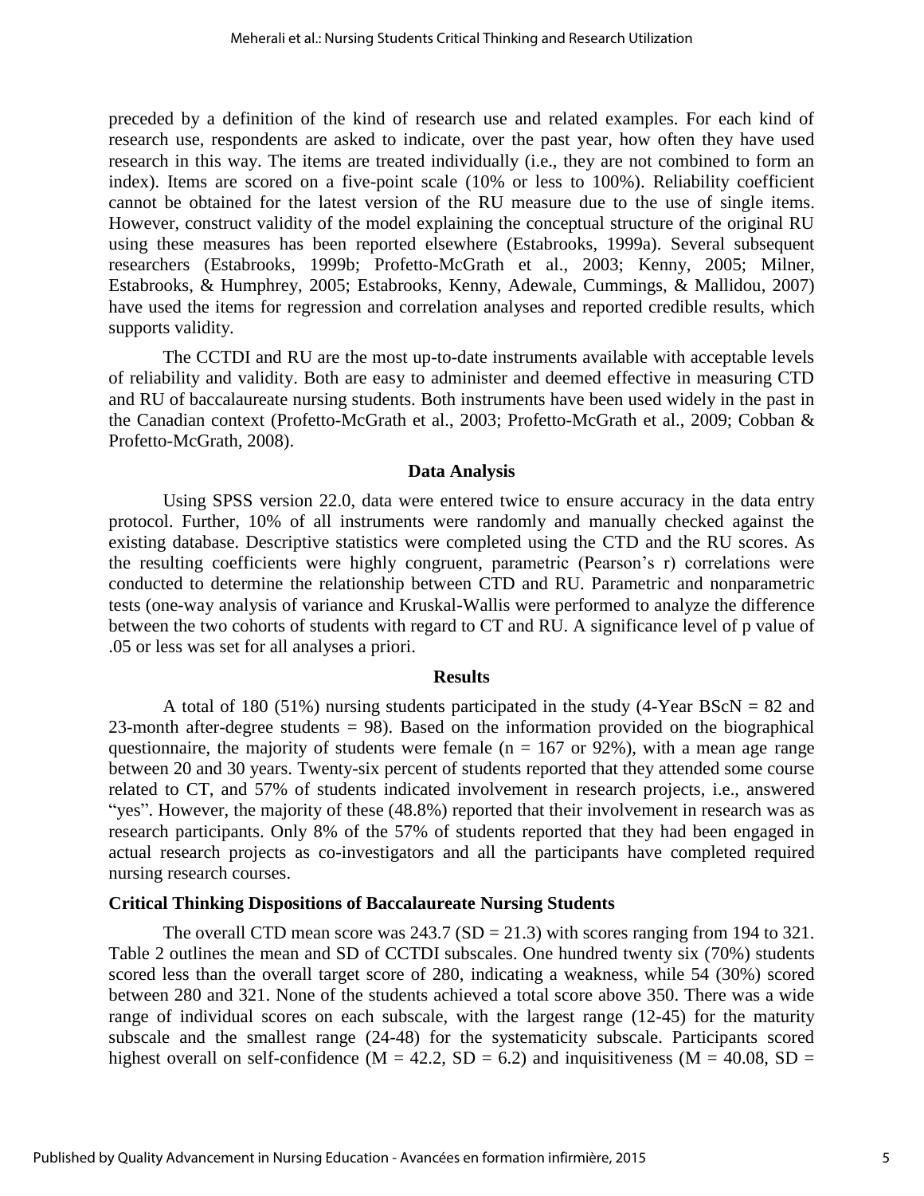preceded by a definition of the kind of research use and related examples. For each kind of research use, respondents are asked to indicate, over the past year, how often they have used research in this way. The items are treated individually (i.e., they are not combined to form an index). Items are scored on a five-point scale (10% or less to 100%). Reliability coefficient cannot be obtained for the latest version of the RU measure due to the use of single items. However, construct validity of the model explaining the conceptual structure of the original RU using these measures has been reported elsewhere (Estabrooks, 1999a). Several subsequent researchers (Estabrooks, 1999b; Profetto-McGrath et al., 2003; Kenny, 2005; Milner, Estabrooks, & Humphrey, 2005; Estabrooks, Kenny, Adewale, Cummings, & Mallidou, 2007) have used the items for regression and correlation analyses and reported credible results, which supports validity.

The CCTDI and RU are the most up-to-date instruments available with acceptable levels of reliability and validity. Both are easy to administer and deemed effective in measuring CTD and RU of baccalaureate nursing students. Both instruments have been used widely in the past in the Canadian context (Profetto-McGrath et al., 2003; Profetto-McGrath et al., 2009; Cobban & Profetto-McGrath, 2008).

## Data Analysis

Using SPSS version 22.0, data were entered twice to ensure accuracy in the data entry protocol. Further, 10% of all instruments were randomly and manually checked against the existing database. Descriptive statistics were completed using the CTD and the RU scores. As the resulting coefficients were highly congruent, parametric (Pearson's r) correlations were conducted to determine the relationship between CTD and RU. Parametric and nonparametric tests (one-way analysis of variance and Kruskal-Wallis were performed to analyze the difference between the two cohorts of students with regard to CT and RU. A significance level of p value of .05 or less was set for all analyses a priori.

## Results

A total of 180 (51%) nursing students participated in the study (4-Year BScN = 82 and 23-month after-degree students = 98). Based on the information provided on the biographical questionnaire, the majority of students were female ($n = 167$ or 92%), with a mean age range between 20 and 30 years. Twenty-six percent of students reported that they attended some course related to CT, and 57% of students indicated involvement in research projects, i.e., answered "yes". However, the majority of these (48.8%) reported that their involvement in research was as research participants. Only 8% of the 57% of students reported that they had been engaged in actual research projects as co-investigators and all the participants have completed required nursing research courses.

### Critical Thinking Dispositions of Baccalaureate Nursing Students

The overall CTD mean score was 243.7 ($SD = 21.3$) with scores ranging from 194 to 321. Table 2 outlines the mean and SD of CCTDI subscales. One hundred twenty six (70%) students scored less than the overall target score of 280, indicating a weakness, while 54 (30%) scored between 280 and 321. None of the students achieved a total score above 350. There was a wide range of individual scores on each subscale, with the largest range (12-45) for the maturity subscale and the smallest range (24-48) for the systematicity subscale. Participants scored highest overall on self-confidence ($M = 42.2$, $SD = 6.2$) and inquisitiveness ($M = 40.08$, $SD =$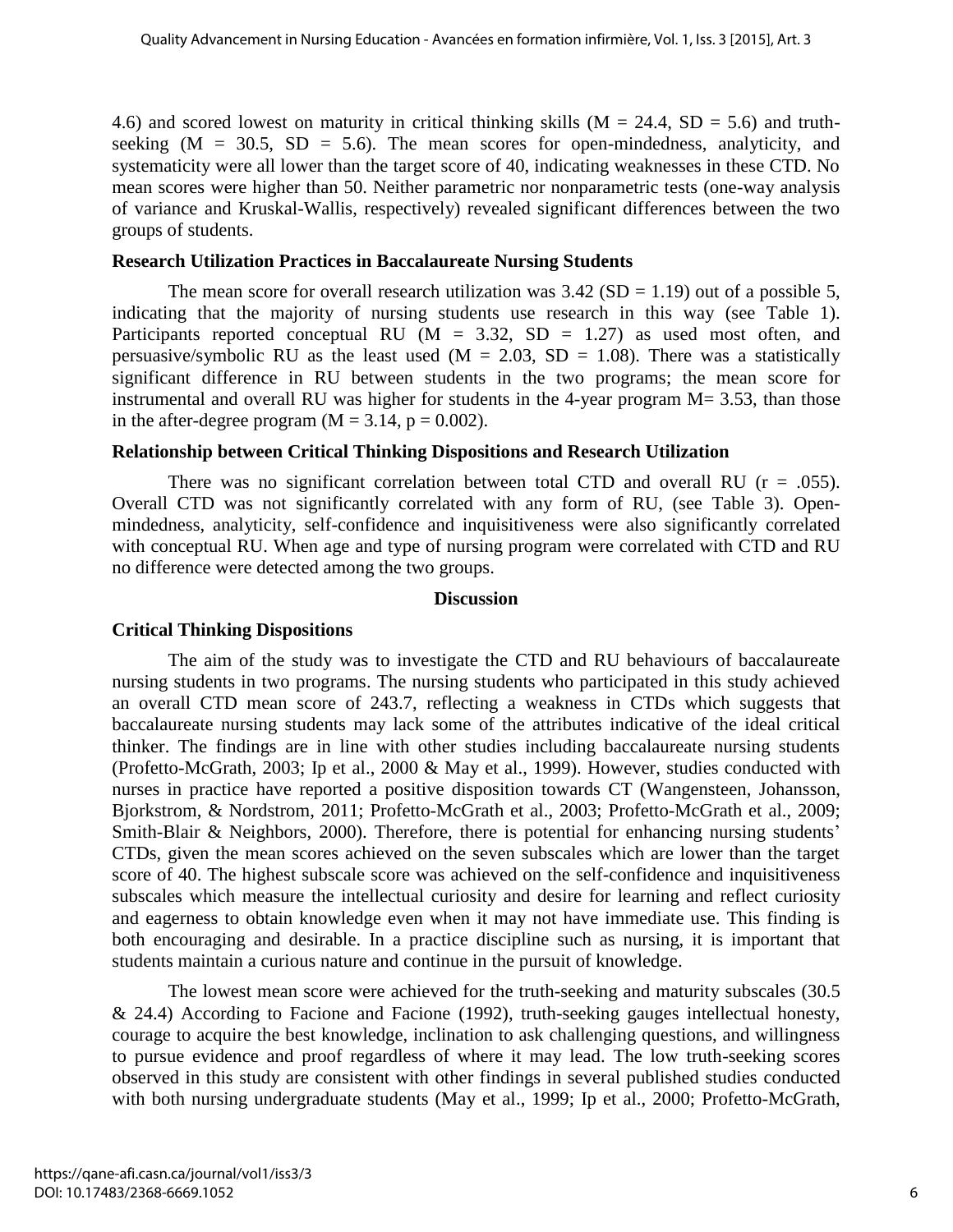4.6) and scored lowest on maturity in critical thinking skills ($M = 24.4$, $SD = 5.6$) and truth-seeking ($M = 30.5$, $SD = 5.6$). The mean scores for open-mindedness, analyticity, and systematicity were all lower than the target score of 40, indicating weaknesses in these CTD. No mean scores were higher than 50. Neither parametric nor nonparametric tests (one-way analysis of variance and Kruskal-Wallis, respectively) revealed significant differences between the two groups of students.

### Research Utilization Practices in Baccalaureate Nursing Students

The mean score for overall research utilization was 3.42 ($SD = 1.19$) out of a possible 5, indicating that the majority of nursing students use research in this way (see Table 1). Participants reported conceptual RU ($M = 3.32$, $SD = 1.27$) as used most often, and persuasive/symbolic RU as the least used ($M = 2.03$, $SD = 1.08$). There was a statistically significant difference in RU between students in the two programs; the mean score for instrumental and overall RU was higher for students in the 4-year program $M= 3.53$, than those in the after-degree program ($M = 3.14$, $p = 0.002$).

### Relationship between Critical Thinking Dispositions and Research Utilization

There was no significant correlation between total CTD and overall RU ($r = .055$). Overall CTD was not significantly correlated with any form of RU, (see Table 3). Open-mindedness, analyticity, self-confidence and inquisitiveness were also significantly correlated with conceptual RU. When age and type of nursing program were correlated with CTD and RU no difference were detected among the two groups.

## Discussion

### Critical Thinking Dispositions

The aim of the study was to investigate the CTD and RU behaviours of baccalaureate nursing students in two programs. The nursing students who participated in this study achieved an overall CTD mean score of 243.7, reflecting a weakness in CTDs which suggests that baccalaureate nursing students may lack some of the attributes indicative of the ideal critical thinker. The findings are in line with other studies including baccalaureate nursing students (Profetto-McGrath, 2003; Ip et al., 2000 & May et al., 1999). However, studies conducted with nurses in practice have reported a positive disposition towards CT (Wangensteen, Johansson, Bjorkstrom, & Nordstrom, 2011; Profetto-McGrath et al., 2003; Profetto-McGrath et al., 2009; Smith-Blair & Neighbors, 2000). Therefore, there is potential for enhancing nursing students' CTDs, given the mean scores achieved on the seven subscales which are lower than the target score of 40. The highest subscale score was achieved on the self-confidence and inquisitiveness subscales which measure the intellectual curiosity and desire for learning and reflect curiosity and eagerness to obtain knowledge even when it may not have immediate use. This finding is both encouraging and desirable. In a practice discipline such as nursing, it is important that students maintain a curious nature and continue in the pursuit of knowledge.

The lowest mean score were achieved for the truth-seeking and maturity subscales (30.5 & 24.4) According to Facione and Facione (1992), truth-seeking gauges intellectual honesty, courage to acquire the best knowledge, inclination to ask challenging questions, and willingness to pursue evidence and proof regardless of where it may lead. The low truth-seeking scores observed in this study are consistent with other findings in several published studies conducted with both nursing undergraduate students (May et al., 1999; Ip et al., 2000; Profetto-McGrath,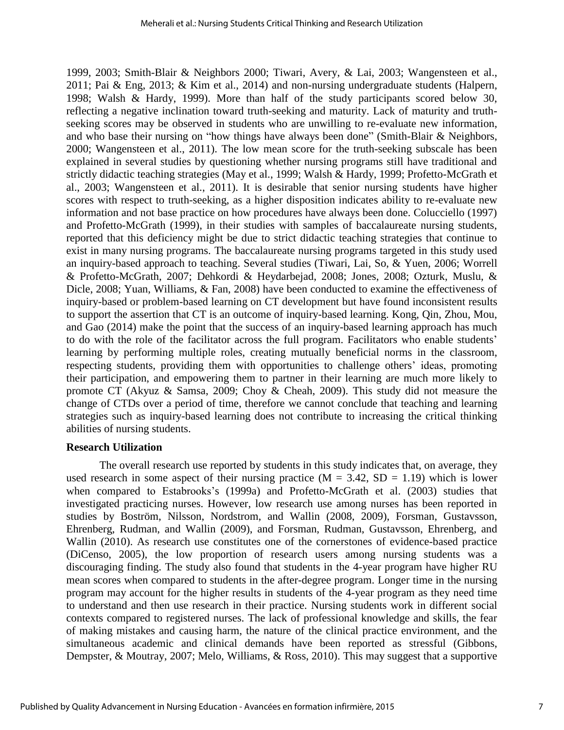1999, 2003; Smith-Blair & Neighbors 2000; Tiwari, Avery, & Lai, 2003; Wangensteen et al., 2011; Pai & Eng, 2013; & Kim et al., 2014) and non-nursing undergraduate students (Halpern, 1998; Walsh & Hardy, 1999). More than half of the study participants scored below 30, reflecting a negative inclination toward truth-seeking and maturity. Lack of maturity and truth-seeking scores may be observed in students who are unwilling to re-evaluate new information, and who base their nursing on "how things have always been done" (Smith-Blair & Neighbors, 2000; Wangensteen et al., 2011). The low mean score for the truth-seeking subscale has been explained in several studies by questioning whether nursing programs still have traditional and strictly didactic teaching strategies (May et al., 1999; Walsh & Hardy, 1999; Profetto-McGrath et al., 2003; Wangensteen et al., 2011). It is desirable that senior nursing students have higher scores with respect to truth-seeking, as a higher disposition indicates ability to re-evaluate new information and not base practice on how procedures have always been done. Colucciello (1997) and Profetto-McGrath (1999), in their studies with samples of baccalaureate nursing students, reported that this deficiency might be due to strict didactic teaching strategies that continue to exist in many nursing programs. The baccalaureate nursing programs targeted in this study used an inquiry-based approach to teaching. Several studies (Tiwari, Lai, So, & Yuen, 2006; Worrell & Profetto-McGrath, 2007; Dehkordi & Heydarbejad, 2008; Jones, 2008; Ozturk, Muslu, & Dicle, 2008; Yuan, Williams, & Fan, 2008) have been conducted to examine the effectiveness of inquiry-based or problem-based learning on CT development but have found inconsistent results to support the assertion that CT is an outcome of inquiry-based learning. Kong, Qin, Zhou, Mou, and Gao (2014) make the point that the success of an inquiry-based learning approach has much to do with the role of the facilitator across the full program. Facilitators who enable students' learning by performing multiple roles, creating mutually beneficial norms in the classroom, respecting students, providing them with opportunities to challenge others' ideas, promoting their participation, and empowering them to partner in their learning are much more likely to promote CT (Akyuz & Samsa, 2009; Choy & Cheah, 2009). This study did not measure the change of CTDs over a period of time, therefore we cannot conclude that teaching and learning strategies such as inquiry-based learning does not contribute to increasing the critical thinking abilities of nursing students.

**Research Utilization**

The overall research use reported by students in this study indicates that, on average, they used research in some aspect of their nursing practice ($M = 3.42$, $SD = 1.19$) which is lower when compared to Estabrooks's (1999a) and Profetto-McGrath et al. (2003) studies that investigated practicing nurses. However, low research use among nurses has been reported in studies by Boström, Nilsson, Nordstrom, and Wallin (2008, 2009), Forsman, Gustavsson, Ehrenberg, Rudman, and Wallin (2009), and Forsman, Rudman, Gustavsson, Ehrenberg, and Wallin (2010). As research use constitutes one of the cornerstones of evidence-based practice (DiCenso, 2005), the low proportion of research users among nursing students was a discouraging finding. The study also found that students in the 4-year program have higher RU mean scores when compared to students in the after-degree program. Longer time in the nursing program may account for the higher results in students of the 4-year program as they need time to understand and then use research in their practice. Nursing students work in different social contexts compared to registered nurses. The lack of professional knowledge and skills, the fear of making mistakes and causing harm, the nature of the clinical practice environment, and the simultaneous academic and clinical demands have been reported as stressful (Gibbons, Dempster, & Moutray, 2007; Melo, Williams, & Ross, 2010). This may suggest that a supportive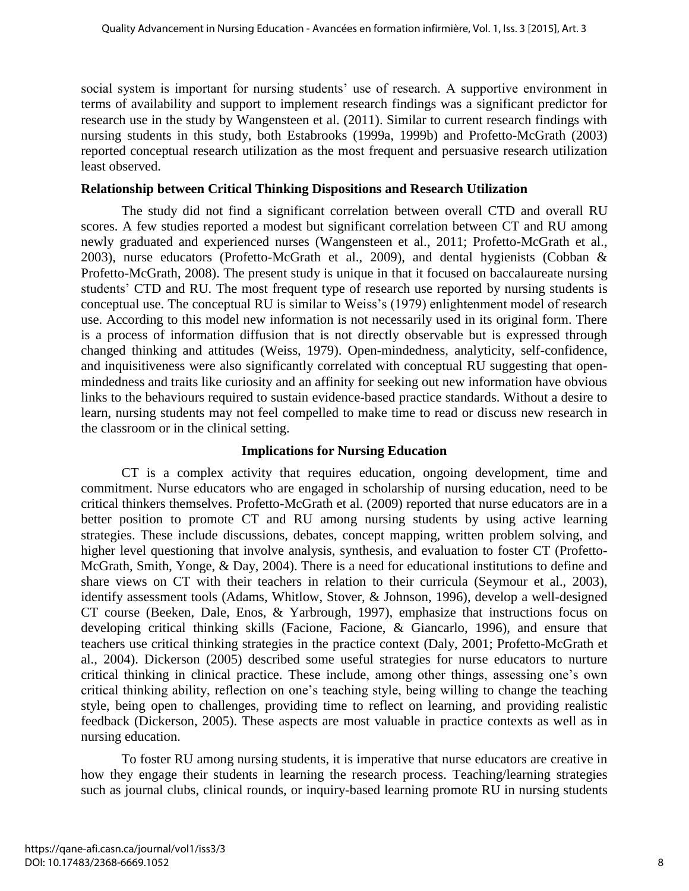social system is important for nursing students' use of research. A supportive environment in terms of availability and support to implement research findings was a significant predictor for research use in the study by Wangensteen et al. (2011). Similar to current research findings with nursing students in this study, both Estabrooks (1999a, 1999b) and Profetto-McGrath (2003) reported conceptual research utilization as the most frequent and persuasive research utilization least observed.

**Relationship between Critical Thinking Dispositions and Research Utilization**

The study did not find a significant correlation between overall CTD and overall RU scores. A few studies reported a modest but significant correlation between CT and RU among newly graduated and experienced nurses (Wangensteen et al., 2011; Profetto-McGrath et al., 2003), nurse educators (Profetto-McGrath et al., 2009), and dental hygienists (Cobban & Profetto-McGrath, 2008). The present study is unique in that it focused on baccalaureate nursing students' CTD and RU. The most frequent type of research use reported by nursing students is conceptual use. The conceptual RU is similar to Weiss's (1979) enlightenment model of research use. According to this model new information is not necessarily used in its original form. There is a process of information diffusion that is not directly observable but is expressed through changed thinking and attitudes (Weiss, 1979). Open-mindedness, analyticity, self-confidence, and inquisitiveness were also significantly correlated with conceptual RU suggesting that open-mindedness and traits like curiosity and an affinity for seeking out new information have obvious links to the behaviours required to sustain evidence-based practice standards. Without a desire to learn, nursing students may not feel compelled to make time to read or discuss new research in the classroom or in the clinical setting.

## Implications for Nursing Education

CT is a complex activity that requires education, ongoing development, time and commitment. Nurse educators who are engaged in scholarship of nursing education, need to be critical thinkers themselves. Profetto-McGrath et al. (2009) reported that nurse educators are in a better position to promote CT and RU among nursing students by using active learning strategies. These include discussions, debates, concept mapping, written problem solving, and higher level questioning that involve analysis, synthesis, and evaluation to foster CT (Profetto-McGrath, Smith, Yonge, & Day, 2004). There is a need for educational institutions to define and share views on CT with their teachers in relation to their curricula (Seymour et al., 2003), identify assessment tools (Adams, Whitlow, Stover, & Johnson, 1996), develop a well-designed CT course (Beeken, Dale, Enos, & Yarbrough, 1997), emphasize that instructions focus on developing critical thinking skills (Facione, Facione, & Giancarlo, 1996), and ensure that teachers use critical thinking strategies in the practice context (Daly, 2001; Profetto-McGrath et al., 2004). Dickerson (2005) described some useful strategies for nurse educators to nurture critical thinking in clinical practice. These include, among other things, assessing one's own critical thinking ability, reflection on one's teaching style, being willing to change the teaching style, being open to challenges, providing time to reflect on learning, and providing realistic feedback (Dickerson, 2005). These aspects are most valuable in practice contexts as well as in nursing education.

To foster RU among nursing students, it is imperative that nurse educators are creative in how they engage their students in learning the research process. Teaching/learning strategies such as journal clubs, clinical rounds, or inquiry-based learning promote RU in nursing students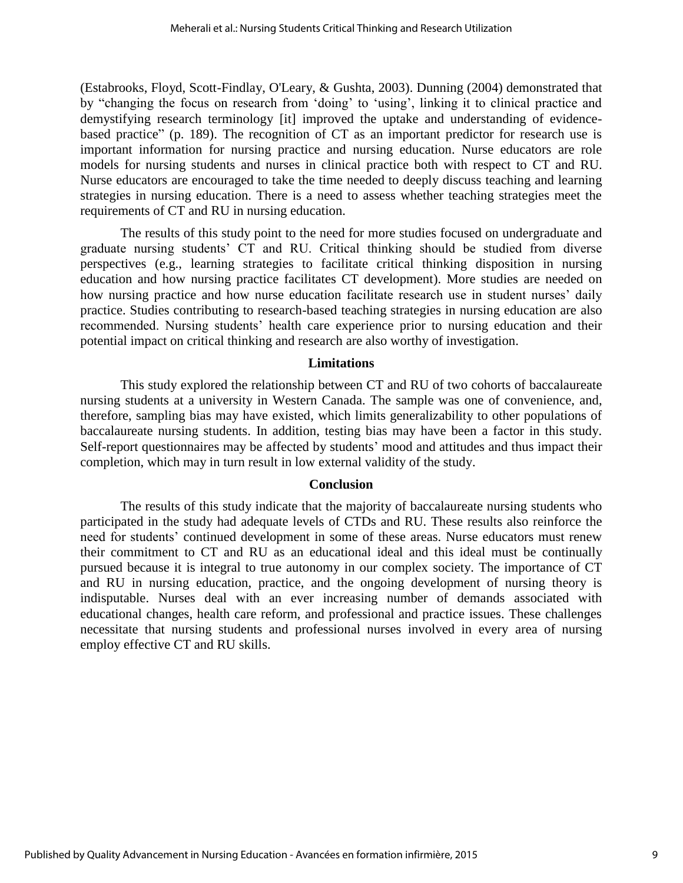(Estabrooks, Floyd, Scott-Findlay, O'Leary, & Gushta, 2003). Dunning (2004) demonstrated that by "changing the focus on research from 'doing' to 'using', linking it to clinical practice and demystifying research terminology [it] improved the uptake and understanding of evidence-based practice" (p. 189). The recognition of CT as an important predictor for research use is important information for nursing practice and nursing education. Nurse educators are role models for nursing students and nurses in clinical practice both with respect to CT and RU. Nurse educators are encouraged to take the time needed to deeply discuss teaching and learning strategies in nursing education. There is a need to assess whether teaching strategies meet the requirements of CT and RU in nursing education.

The results of this study point to the need for more studies focused on undergraduate and graduate nursing students' CT and RU. Critical thinking should be studied from diverse perspectives (e.g., learning strategies to facilitate critical thinking disposition in nursing education and how nursing practice facilitates CT development). More studies are needed on how nursing practice and how nurse education facilitate research use in student nurses' daily practice. Studies contributing to research-based teaching strategies in nursing education are also recommended. Nursing students' health care experience prior to nursing education and their potential impact on critical thinking and research are also worthy of investigation.

## Limitations

This study explored the relationship between CT and RU of two cohorts of baccalaureate nursing students at a university in Western Canada. The sample was one of convenience, and, therefore, sampling bias may have existed, which limits generalizability to other populations of baccalaureate nursing students. In addition, testing bias may have been a factor in this study. Self-report questionnaires may be affected by students' mood and attitudes and thus impact their completion, which may in turn result in low external validity of the study.

## Conclusion

The results of this study indicate that the majority of baccalaureate nursing students who participated in the study had adequate levels of CTDs and RU. These results also reinforce the need for students' continued development in some of these areas. Nurse educators must renew their commitment to CT and RU as an educational ideal and this ideal must be continually pursued because it is integral to true autonomy in our complex society. The importance of CT and RU in nursing education, practice, and the ongoing development of nursing theory is indisputable. Nurses deal with an ever increasing number of demands associated with educational changes, health care reform, and professional and practice issues. These challenges necessitate that nursing students and professional nurses involved in every area of nursing employ effective CT and RU skills.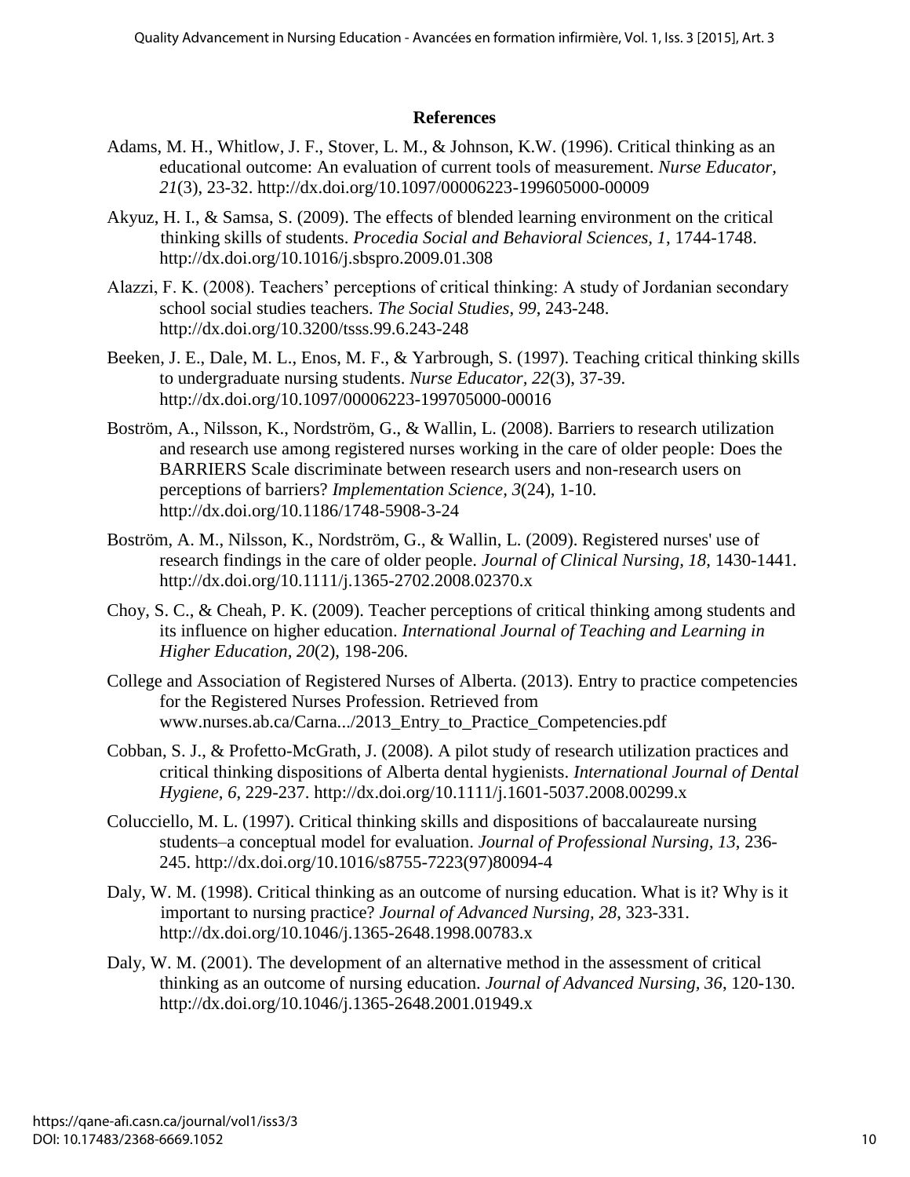## References

Adams, M. H., Whitlow, J. F., Stover, L. M., & Johnson, K.W. (1996). Critical thinking as an educational outcome: An evaluation of current tools of measurement. *Nurse Educator, 21*(3), 23-32. http://dx.doi.org/10.1097/00006223-199605000-00009

Akyuz, H. I., & Samsa, S. (2009). The effects of blended learning environment on the critical thinking skills of students. *Procedia Social and Behavioral Sciences, 1*, 1744-1748. http://dx.doi.org/10.1016/j.sbspro.2009.01.308

Alazzi, F. K. (2008). Teachers' perceptions of critical thinking: A study of Jordanian secondary school social studies teachers. *The Social Studies*, *99*, 243-248. http://dx.doi.org/10.3200/tsss.99.6.243-248

Beeken, J. E., Dale, M. L., Enos, M. F., & Yarbrough, S. (1997). Teaching critical thinking skills to undergraduate nursing students. *Nurse Educator*, *22*(3), 37-39. http://dx.doi.org/10.1097/00006223-199705000-00016

Boström, A., Nilsson, K., Nordström, G., & Wallin, L. (2008). Barriers to research utilization and research use among registered nurses working in the care of older people: Does the BARRIERS Scale discriminate between research users and non-research users on perceptions of barriers? *Implementation Science, 3*(24), 1-10. http://dx.doi.org/10.1186/1748-5908-3-24

Boström, A. M., Nilsson, K., Nordström, G., & Wallin, L. (2009). Registered nurses' use of research findings in the care of older people. *Journal of Clinical Nursing, 18*, 1430-1441. http://dx.doi.org/10.1111/j.1365-2702.2008.02370.x

Choy, S. C., & Cheah, P. K. (2009). Teacher perceptions of critical thinking among students and its influence on higher education. *International Journal of Teaching and Learning in Higher Education*, *20*(2), 198-206.

College and Association of Registered Nurses of Alberta. (2013). Entry to practice competencies for the Registered Nurses Profession. Retrieved from www.nurses.ab.ca/Carna.../2013_Entry_to_Practice_Competencies.pdf

Cobban, S. J., & Profetto-McGrath, J. (2008). A pilot study of research utilization practices and critical thinking dispositions of Alberta dental hygienists. *International Journal of Dental Hygiene*, *6*, 229-237. http://dx.doi.org/10.1111/j.1601-5037.2008.00299.x

Colucciello, M. L. (1997). Critical thinking skills and dispositions of baccalaureate nursing students–a conceptual model for evaluation. *Journal of Professional Nursing*, *13*, 236-245. http://dx.doi.org/10.1016/s8755-7223(97)80094-4

Daly, W. M. (1998). Critical thinking as an outcome of nursing education. What is it? Why is it important to nursing practice? *Journal of Advanced Nursing, 28*, 323-331. http://dx.doi.org/10.1046/j.1365-2648.1998.00783.x

Daly, W. M. (2001). The development of an alternative method in the assessment of critical thinking as an outcome of nursing education. *Journal of Advanced Nursing, 36*, 120-130. http://dx.doi.org/10.1046/j.1365-2648.2001.01949.x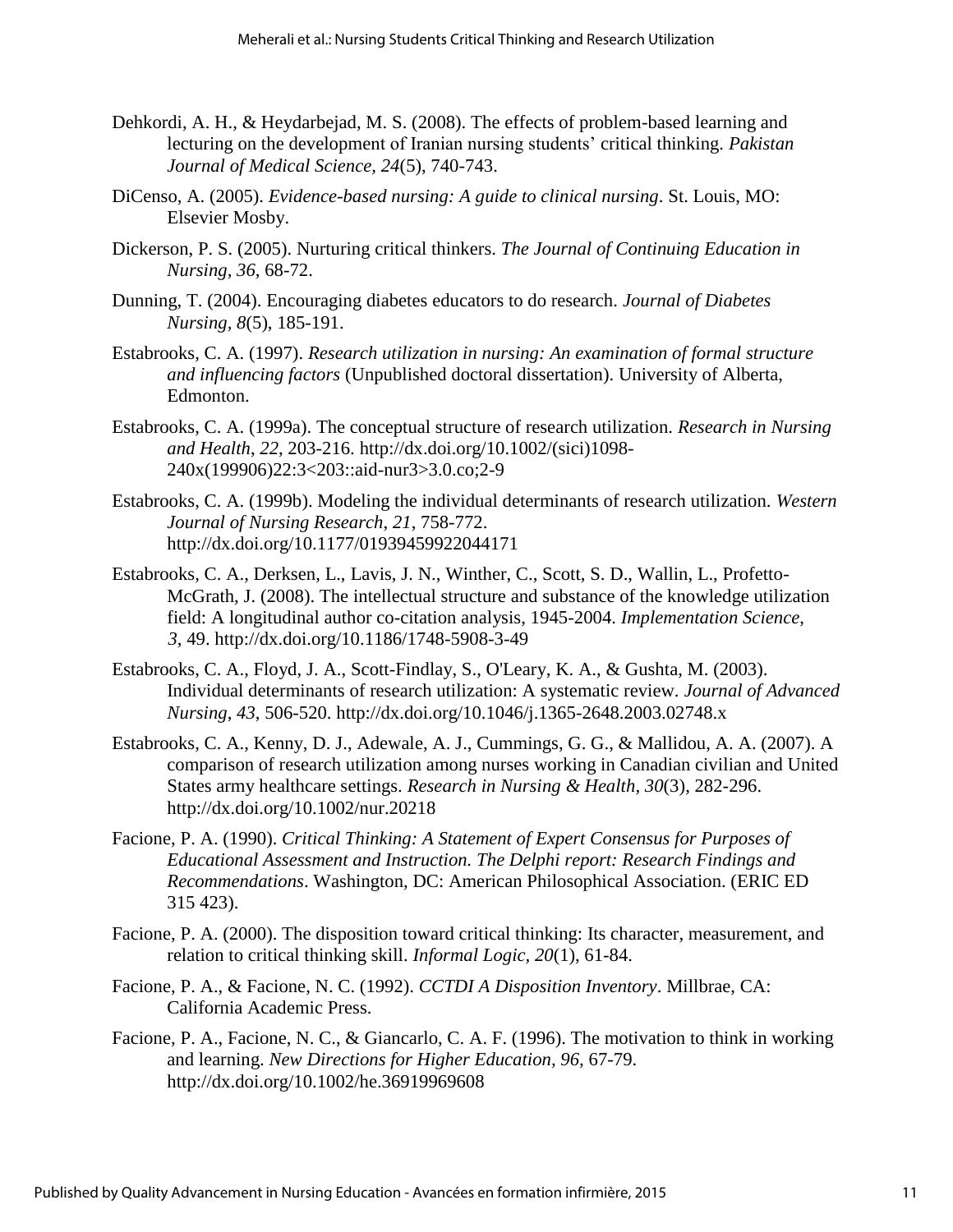Dehkordi, A. H., & Heydarbejad, M. S. (2008). The effects of problem-based learning and lecturing on the development of Iranian nursing students' critical thinking. *Pakistan Journal of Medical Science, 24*(5), 740-743.

DiCenso, A. (2005). *Evidence-based nursing: A guide to clinical nursing*. St. Louis, MO: Elsevier Mosby.

Dickerson, P. S. (2005). Nurturing critical thinkers. *The Journal of Continuing Education in Nursing, 36*, 68-72.

Dunning, T. (2004). Encouraging diabetes educators to do research. *Journal of Diabetes Nursing, 8*(5), 185-191.

Estabrooks, C. A. (1997). *Research utilization in nursing: An examination of formal structure and influencing factors* (Unpublished doctoral dissertation). University of Alberta, Edmonton.

Estabrooks, C. A. (1999a). The conceptual structure of research utilization. *Research in Nursing and Health, 22*, 203-216. http://dx.doi.org/10.1002/(sici)1098-240x(199906)22:3<203::aid-nur3>3.0.co;2-9

Estabrooks, C. A. (1999b). Modeling the individual determinants of research utilization. *Western Journal of Nursing Research, 21*, 758-772. http://dx.doi.org/10.1177/01939459922044171

Estabrooks, C. A., Derksen, L., Lavis, J. N., Winther, C., Scott, S. D., Wallin, L., Profetto-McGrath, J. (2008). The intellectual structure and substance of the knowledge utilization field: A longitudinal author co-citation analysis, 1945-2004. *Implementation Science, 3*, 49. http://dx.doi.org/10.1186/1748-5908-3-49

Estabrooks, C. A., Floyd, J. A., Scott-Findlay, S., O'Leary, K. A., & Gushta, M. (2003). Individual determinants of research utilization: A systematic review. *Journal of Advanced Nursing, 43*, 506-520. http://dx.doi.org/10.1046/j.1365-2648.2003.02748.x

Estabrooks, C. A., Kenny, D. J., Adewale, A. J., Cummings, G. G., & Mallidou, A. A. (2007). A comparison of research utilization among nurses working in Canadian civilian and United States army healthcare settings. *Research in Nursing & Health, 30*(3), 282-296. http://dx.doi.org/10.1002/nur.20218

Facione, P. A. (1990). *Critical Thinking: A Statement of Expert Consensus for Purposes of Educational Assessment and Instruction. The Delphi report: Research Findings and Recommendations*. Washington, DC: American Philosophical Association. (ERIC ED 315 423).

Facione, P. A. (2000). The disposition toward critical thinking: Its character, measurement, and relation to critical thinking skill. *Informal Logic, 20*(1), 61-84.

Facione, P. A., & Facione, N. C. (1992). *CCTDI A Disposition Inventory*. Millbrae, CA: California Academic Press.

Facione, P. A., Facione, N. C., & Giancarlo, C. A. F. (1996). The motivation to think in working and learning. *New Directions for Higher Education, 96*, 67-79. http://dx.doi.org/10.1002/he.36919969608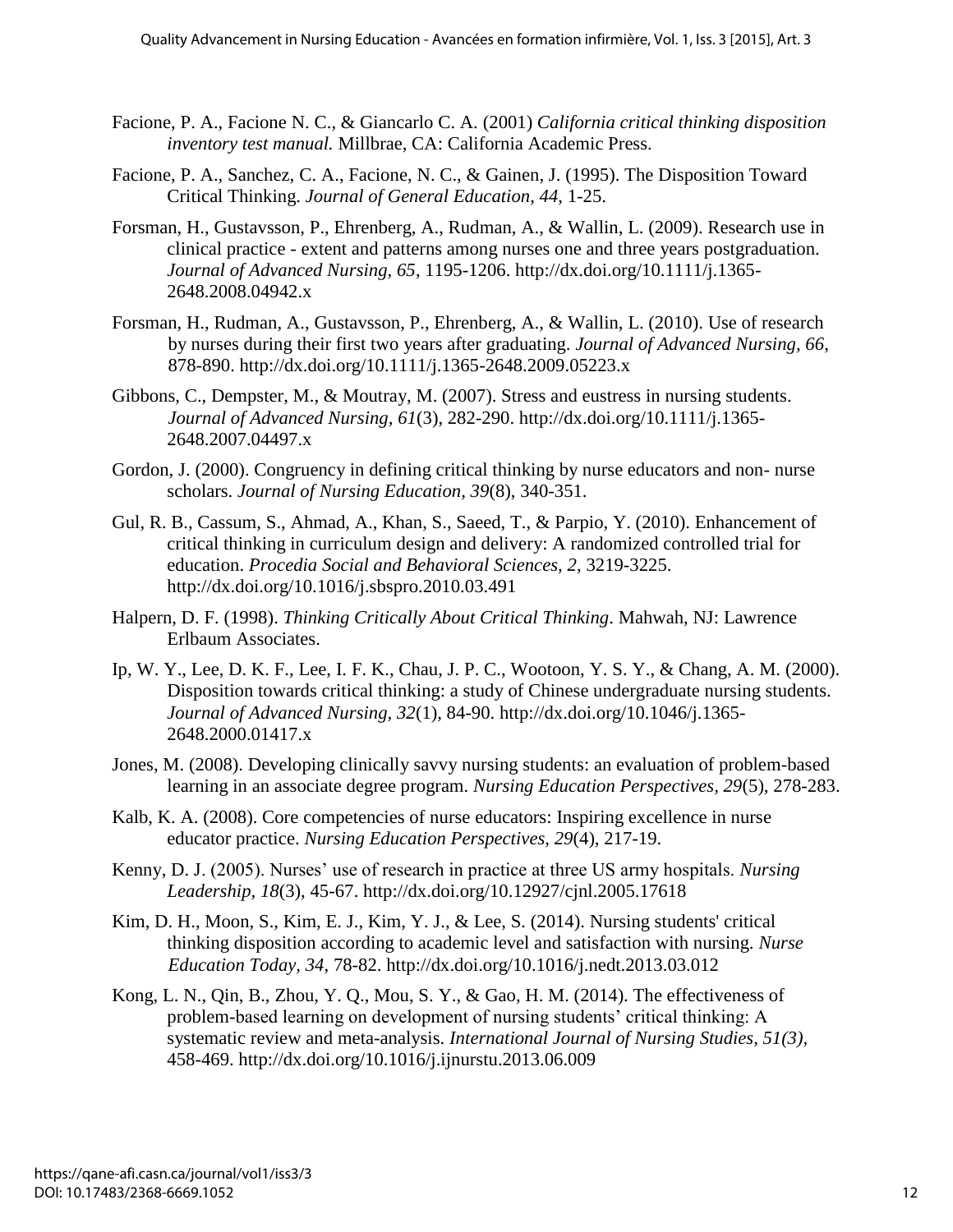Facione, P. A., Facione N. C., & Giancarlo C. A. (2001) *California critical thinking disposition inventory test manual.* Millbrae, CA: California Academic Press.

Facione, P. A., Sanchez, C. A., Facione, N. C., & Gainen, J. (1995). The Disposition Toward Critical Thinking. *Journal of General Education*, *44*, 1-25.

Forsman, H., Gustavsson, P., Ehrenberg, A., Rudman, A., & Wallin, L. (2009). Research use in clinical practice - extent and patterns among nurses one and three years postgraduation. *Journal of Advanced Nursing, 65*, 1195-1206. http://dx.doi.org/10.1111/j.1365-2648.2008.04942.x

Forsman, H., Rudman, A., Gustavsson, P., Ehrenberg, A., & Wallin, L. (2010). Use of research by nurses during their first two years after graduating. *Journal of Advanced Nursing, 66*, 878-890. http://dx.doi.org/10.1111/j.1365-2648.2009.05223.x

Gibbons, C., Dempster, M., & Moutray, M. (2007). Stress and eustress in nursing students. *Journal of Advanced Nursing, 61*(3), 282-290. http://dx.doi.org/10.1111/j.1365-2648.2007.04497.x

Gordon, J. (2000). Congruency in defining critical thinking by nurse educators and non- nurse scholars. *Journal of Nursing Education, 39*(8), 340-351.

Gul, R. B., Cassum, S., Ahmad, A., Khan, S., Saeed, T., & Parpio, Y. (2010). Enhancement of critical thinking in curriculum design and delivery: A randomized controlled trial for education. *Procedia Social and Behavioral Sciences, 2*, 3219-3225. http://dx.doi.org/10.1016/j.sbspro.2010.03.491

Halpern, D. F. (1998). *Thinking Critically About Critical Thinking*. Mahwah, NJ: Lawrence Erlbaum Associates.

Ip, W. Y., Lee, D. K. F., Lee, I. F. K., Chau, J. P. C., Wootoon, Y. S. Y., & Chang, A. M. (2000). Disposition towards critical thinking: a study of Chinese undergraduate nursing students. *Journal of Advanced Nursing, 32*(1), 84-90. http://dx.doi.org/10.1046/j.1365-2648.2000.01417.x

Jones, M. (2008). Developing clinically savvy nursing students: an evaluation of problem-based learning in an associate degree program. *Nursing Education Perspectives, 29*(5), 278-283.

Kalb, K. A. (2008). Core competencies of nurse educators: Inspiring excellence in nurse educator practice. *Nursing Education Perspectives, 29*(4), 217-19.

Kenny, D. J. (2005). Nurses' use of research in practice at three US army hospitals. *Nursing Leadership, 18*(3), 45-67. http://dx.doi.org/10.12927/cjnl.2005.17618

Kim, D. H., Moon, S., Kim, E. J., Kim, Y. J., & Lee, S. (2014). Nursing students' critical thinking disposition according to academic level and satisfaction with nursing. *Nurse Education Today, 34*, 78-82. http://dx.doi.org/10.1016/j.nedt.2013.03.012

Kong, L. N., Qin, B., Zhou, Y. Q., Mou, S. Y., & Gao, H. M. (2014). The effectiveness of problem-based learning on development of nursing students' critical thinking: A systematic review and meta-analysis. *International Journal of Nursing Studies, 51(3)*, 458-469. http://dx.doi.org/10.1016/j.ijnurstu.2013.06.009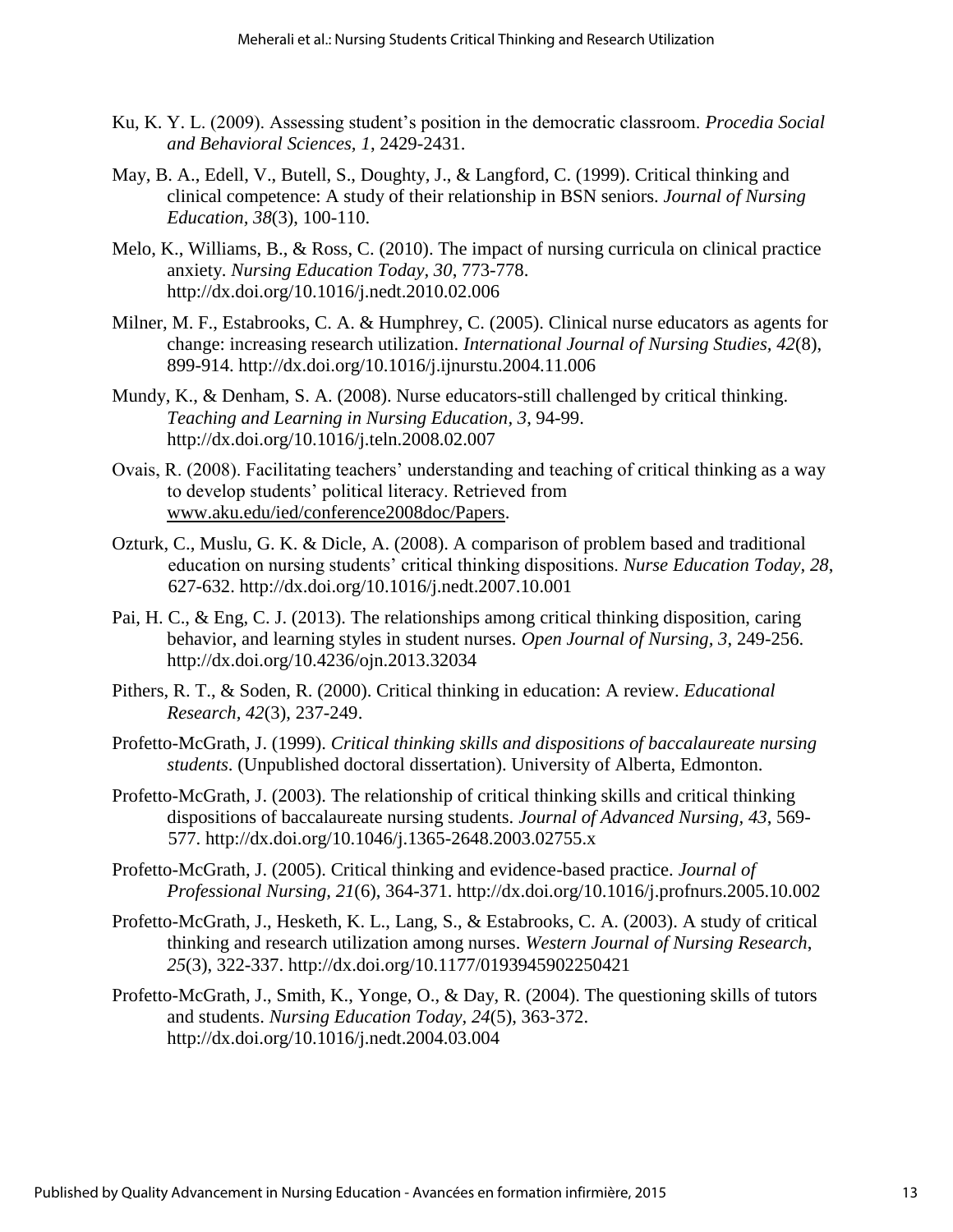Ku, K. Y. L. (2009). Assessing student's position in the democratic classroom. *Procedia Social and Behavioral Sciences, 1*, 2429-2431.

May, B. A., Edell, V., Butell, S., Doughty, J., & Langford, C. (1999). Critical thinking and clinical competence: A study of their relationship in BSN seniors. *Journal of Nursing Education, 38*(3), 100-110.

Melo, K., Williams, B., & Ross, C. (2010). The impact of nursing curricula on clinical practice anxiety. *Nursing Education Today, 30*, 773-778. http://dx.doi.org/10.1016/j.nedt.2010.02.006

Milner, M. F., Estabrooks, C. A. & Humphrey, C. (2005). Clinical nurse educators as agents for change: increasing research utilization. *International Journal of Nursing Studies, 42*(8), 899-914. http://dx.doi.org/10.1016/j.ijnurstu.2004.11.006

Mundy, K., & Denham, S. A. (2008). Nurse educators-still challenged by critical thinking. *Teaching and Learning in Nursing Education, 3*, 94-99. http://dx.doi.org/10.1016/j.teln.2008.02.007

Ovais, R. (2008). Facilitating teachers' understanding and teaching of critical thinking as a way to develop students' political literacy. Retrieved from www.aku.edu/ied/conference2008doc/Papers.

Ozturk, C., Muslu, G. K. & Dicle, A. (2008). A comparison of problem based and traditional education on nursing students' critical thinking dispositions. *Nurse Education Today, 28*, 627-632. http://dx.doi.org/10.1016/j.nedt.2007.10.001

Pai, H. C., & Eng, C. J. (2013). The relationships among critical thinking disposition, caring behavior, and learning styles in student nurses. *Open Journal of Nursing, 3*, 249-256. http://dx.doi.org/10.4236/ojn.2013.32034

Pithers, R. T., & Soden, R. (2000). Critical thinking in education: A review. *Educational Research, 42*(3), 237-249.

Profetto-McGrath, J. (1999). *Critical thinking skills and dispositions of baccalaureate nursing students*. (Unpublished doctoral dissertation). University of Alberta, Edmonton.

Profetto-McGrath, J. (2003). The relationship of critical thinking skills and critical thinking dispositions of baccalaureate nursing students. *Journal of Advanced Nursing, 43*, 569-577. http://dx.doi.org/10.1046/j.1365-2648.2003.02755.x

Profetto-McGrath, J. (2005). Critical thinking and evidence-based practice. *Journal of Professional Nursing, 21*(6), 364-371. http://dx.doi.org/10.1016/j.profnurs.2005.10.002

Profetto-McGrath, J., Hesketh, K. L., Lang, S., & Estabrooks, C. A. (2003). A study of critical thinking and research utilization among nurses. *Western Journal of Nursing Research, 25*(3), 322-337. http://dx.doi.org/10.1177/0193945902250421

Profetto-McGrath, J., Smith, K., Yonge, O., & Day, R. (2004). The questioning skills of tutors and students. *Nursing Education Today, 24*(5), 363-372. http://dx.doi.org/10.1016/j.nedt.2004.03.004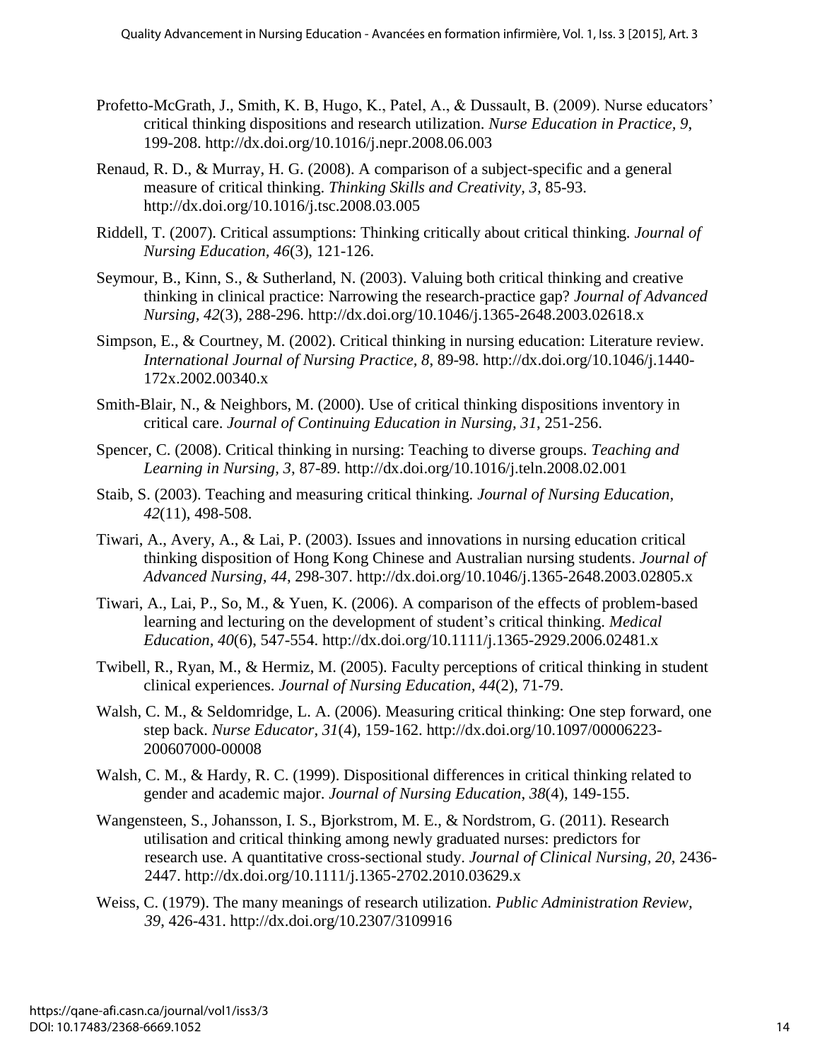Profetto-McGrath, J., Smith, K. B, Hugo, K., Patel, A., & Dussault, B. (2009). Nurse educators' critical thinking dispositions and research utilization. *Nurse Education in Practice, 9*, 199-208. http://dx.doi.org/10.1016/j.nepr.2008.06.003

Renaud, R. D., & Murray, H. G. (2008). A comparison of a subject-specific and a general measure of critical thinking. *Thinking Skills and Creativity, 3*, 85-93. http://dx.doi.org/10.1016/j.tsc.2008.03.005

Riddell, T. (2007). Critical assumptions: Thinking critically about critical thinking. *Journal of Nursing Education, 46*(3), 121-126.

Seymour, B., Kinn, S., & Sutherland, N. (2003). Valuing both critical thinking and creative thinking in clinical practice: Narrowing the research-practice gap? *Journal of Advanced Nursing, 42*(3), 288-296. http://dx.doi.org/10.1046/j.1365-2648.2003.02618.x

Simpson, E., & Courtney, M. (2002). Critical thinking in nursing education: Literature review. *International Journal of Nursing Practice, 8*, 89-98. http://dx.doi.org/10.1046/j.1440-172x.2002.00340.x

Smith-Blair, N., & Neighbors, M. (2000). Use of critical thinking dispositions inventory in critical care. *Journal of Continuing Education in Nursing, 31*, 251-256.

Spencer, C. (2008). Critical thinking in nursing: Teaching to diverse groups. *Teaching and Learning in Nursing, 3*, 87-89. http://dx.doi.org/10.1016/j.teln.2008.02.001

Staib, S. (2003). Teaching and measuring critical thinking. *Journal of Nursing Education, 42*(11), 498-508.

Tiwari, A., Avery, A., & Lai, P. (2003). Issues and innovations in nursing education critical thinking disposition of Hong Kong Chinese and Australian nursing students. *Journal of Advanced Nursing, 44*, 298-307. http://dx.doi.org/10.1046/j.1365-2648.2003.02805.x

Tiwari, A., Lai, P., So, M., & Yuen, K. (2006). A comparison of the effects of problem-based learning and lecturing on the development of student's critical thinking. *Medical Education, 40*(6), 547-554. http://dx.doi.org/10.1111/j.1365-2929.2006.02481.x

Twibell, R., Ryan, M., & Hermiz, M. (2005). Faculty perceptions of critical thinking in student clinical experiences. *Journal of Nursing Education, 44*(2), 71-79.

Walsh, C. M., & Seldomridge, L. A. (2006). Measuring critical thinking: One step forward, one step back. *Nurse Educator, 31*(4), 159-162. http://dx.doi.org/10.1097/00006223-200607000-00008

Walsh, C. M., & Hardy, R. C. (1999). Dispositional differences in critical thinking related to gender and academic major. *Journal of Nursing Education, 38*(4), 149-155.

Wangensteen, S., Johansson, I. S., Bjorkstrom, M. E., & Nordstrom, G. (2011). Research utilisation and critical thinking among newly graduated nurses: predictors for research use. A quantitative cross-sectional study. *Journal of Clinical Nursing, 20*, 2436-2447. http://dx.doi.org/10.1111/j.1365-2702.2010.03629.x

Weiss, C. (1979). The many meanings of research utilization. *Public Administration Review, 39*, 426-431. http://dx.doi.org/10.2307/3109916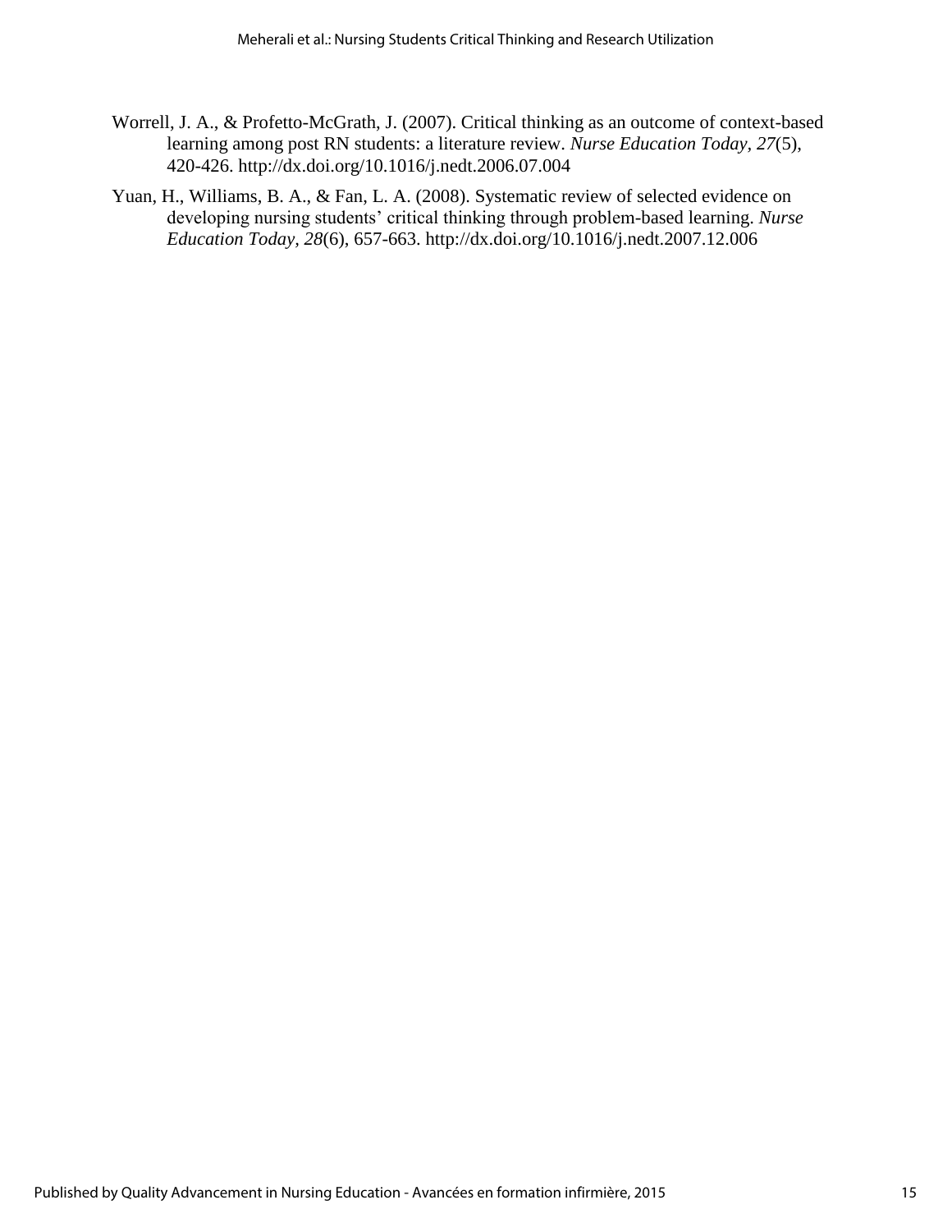Worrell, J. A., & Profetto-McGrath, J. (2007). Critical thinking as an outcome of context-based learning among post RN students: a literature review. *Nurse Education Today, 27*(5), 420-426. http://dx.doi.org/10.1016/j.nedt.2006.07.004

Yuan, H., Williams, B. A., & Fan, L. A. (2008). Systematic review of selected evidence on developing nursing students' critical thinking through problem-based learning. *Nurse Education Today, 28*(6), 657-663. http://dx.doi.org/10.1016/j.nedt.2007.12.006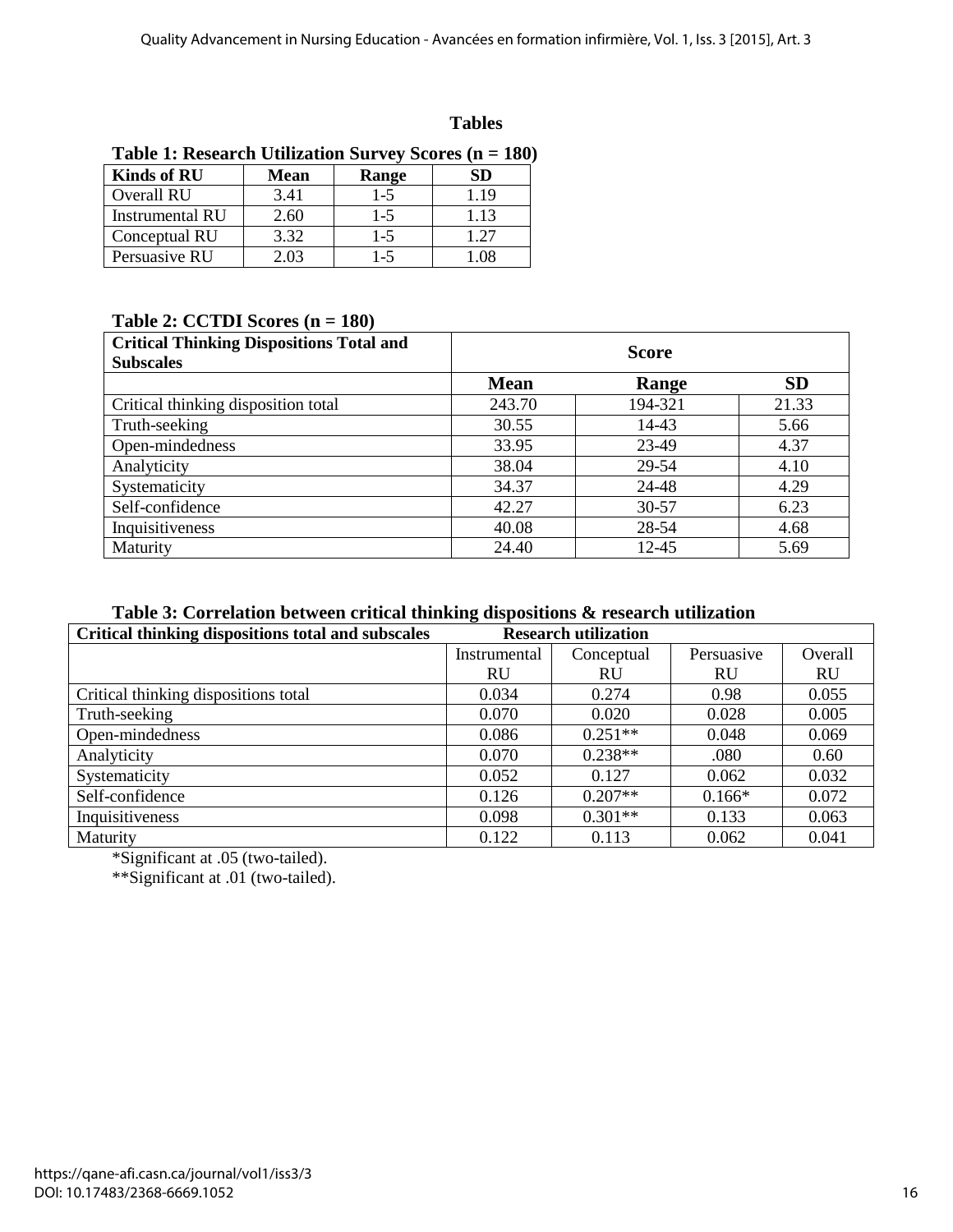## Tables

**Table 1: Research Utilization Survey Scores (n = 180)**

| Kinds of RU | Mean | Range | SD |
|---|---|---|---|
| Overall RU | 3.41 | 1-5 | 1.19 |
| Instrumental RU | 2.60 | 1-5 | 1.13 |
| Conceptual RU | 3.32 | 1-5 | 1.27 |
| Persuasive RU | 2.03 | 1-5 | 1.08 |

**Table 2: CCTDI Scores (n = 180)**

| Critical Thinking Dispositions Total and Subscales | Score | | |
|---|---|---|---|
| | **Mean** | **Range** | **SD** |
| Critical thinking disposition total | 243.70 | 194-321 | 21.33 |
| Truth-seeking | 30.55 | 14-43 | 5.66 |
| Open-mindedness | 33.95 | 23-49 | 4.37 |
| Analyticity | 38.04 | 29-54 | 4.10 |
| Systematicity | 34.37 | 24-48 | 4.29 |
| Self-confidence | 42.27 | 30-57 | 6.23 |
| Inquisitiveness | 40.08 | 28-54 | 4.68 |
| Maturity | 24.40 | 12-45 | 5.69 |

**Table 3: Correlation between critical thinking dispositions & research utilization**

| Critical thinking dispositions total and subscales | Research utilization | | | |
|---|---|---|---|---|
| | Instrumental RU | Conceptual RU | Persuasive RU | Overall RU |
| Critical thinking dispositions total | 0.034 | 0.274 | 0.98 | 0.055 |
| Truth-seeking | 0.070 | 0.020 | 0.028 | 0.005 |
| Open-mindedness | 0.086 | 0.251** | 0.048 | 0.069 |
| Analyticity | 0.070 | 0.238** | .080 | 0.60 |
| Systematicity | 0.052 | 0.127 | 0.062 | 0.032 |
| Self-confidence | 0.126 | 0.207** | 0.166* | 0.072 |
| Inquisitiveness | 0.098 | 0.301** | 0.133 | 0.063 |
| Maturity | 0.122 | 0.113 | 0.062 | 0.041 |

*Significant at .05 (two-tailed).

**Significant at .01 (two-tailed).